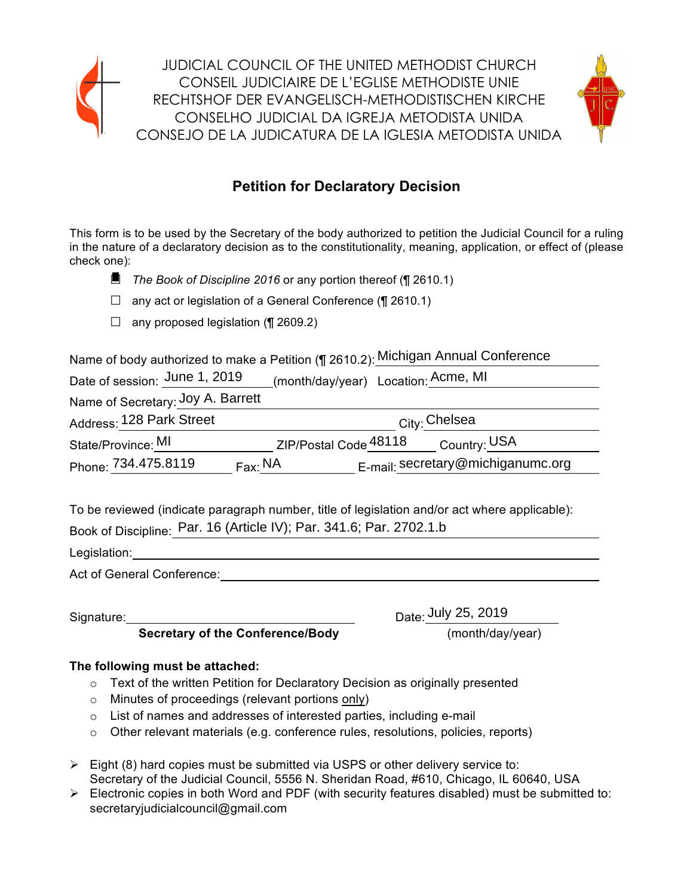JUDICIAL COUNCIL OF THE UNITED METHODIST CHURCH
CONSEIL JUDICIAIRE DE L'EGLISE METHODISTE UNIE
RECHTSHOF DER EVANGELISCH-METHODISTISCHEN KIRCHE
CONSELHO JUDICIAL DA IGREJA METODISTA UNIDA
CONSEJO DE LA JUDICATURA DE LA IGLESIA METODISTA UNIDA

# Petition for Declaratory Decision

This form is to be used by the Secretary of the body authorized to petition the Judicial Council for a ruling in the nature of a declaratory decision as to the constitutionality, meaning, application, or effect of (please check one):

- ■ *The Book of Discipline 2016* or any portion thereof (¶ 2610.1)
- ☐ any act or legislation of a General Conference (¶ 2610.1)
- ☐ any proposed legislation (¶ 2609.2)

Name of body authorized to make a Petition (¶ 2610.2): Michigan Annual Conference

Date of session: June 1, 2019 (month/day/year) Location: Acme, MI

Name of Secretary: Joy A. Barrett

Address: 128 Park Street City: Chelsea

State/Province: MI ZIP/Postal Code 48118 Country: USA

Phone: 734.475.8119 Fax: NA E-mail: secretary@michiganumc.org

To be reviewed (indicate paragraph number, title of legislation and/or act where applicable):

Book of Discipline: Par. 16 (Article IV); Par. 341.6; Par. 2702.1.b

Legislation:

Act of General Conference:

Signature: ______________________ Date: July 25, 2019

**Secretary of the Conference/Body** (month/day/year)

**The following must be attached:**

- Text of the written Petition for Declaratory Decision as originally presented
- Minutes of proceedings (relevant portions only)
- List of names and addresses of interested parties, including e-mail
- Other relevant materials (e.g. conference rules, resolutions, policies, reports)

- Eight (8) hard copies must be submitted via USPS or other delivery service to: Secretary of the Judicial Council, 5556 N. Sheridan Road, #610, Chicago, IL 60640, USA
- Electronic copies in both Word and PDF (with security features disabled) must be submitted to: secretaryjudicialcouncil@gmail.com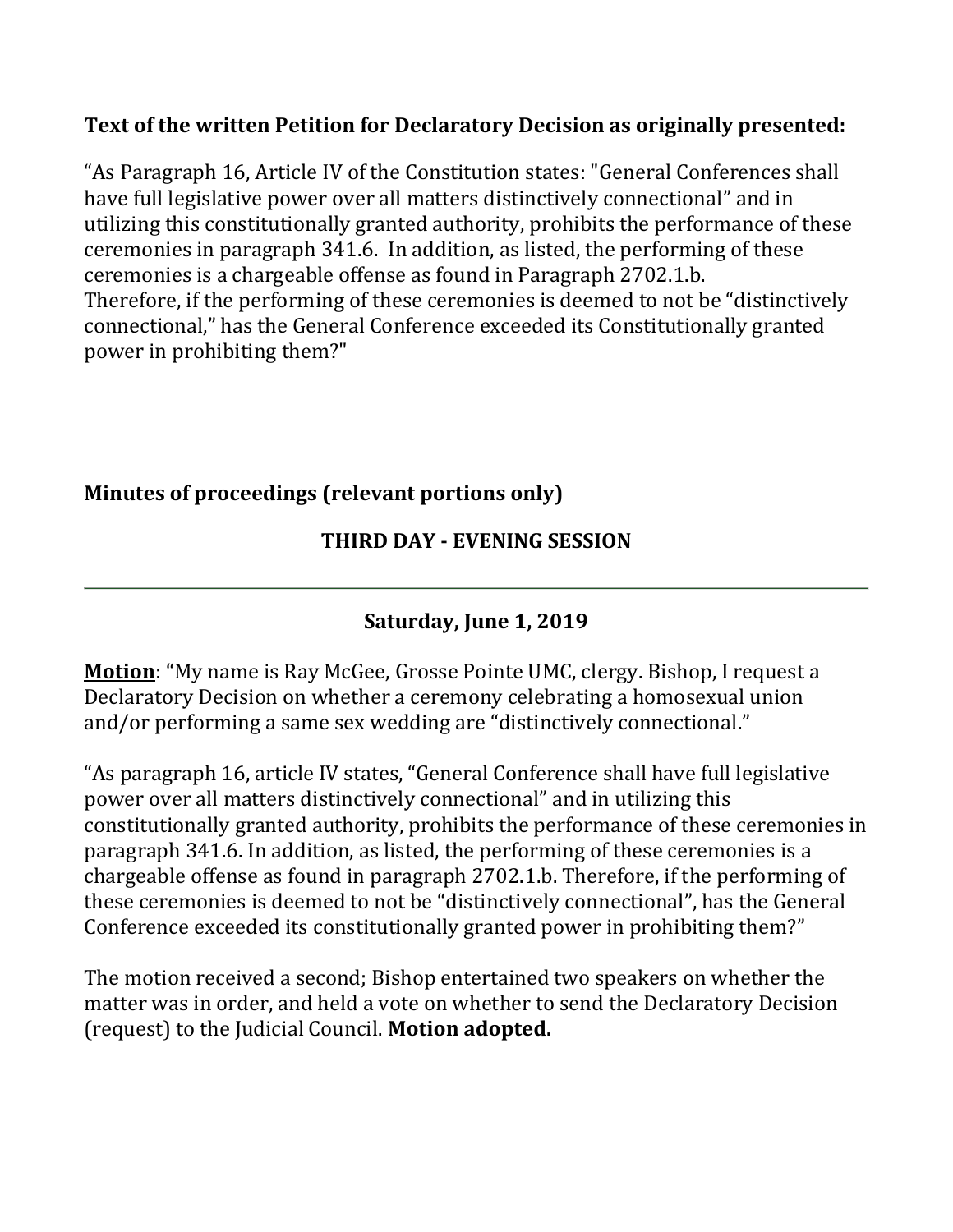**Text of the written Petition for Declaratory Decision as originally presented:**

"As Paragraph 16, Article IV of the Constitution states: "General Conferences shall have full legislative power over all matters distinctively connectional" and in utilizing this constitutionally granted authority, prohibits the performance of these ceremonies in paragraph 341.6. In addition, as listed, the performing of these ceremonies is a chargeable offense as found in Paragraph 2702.1.b. Therefore, if the performing of these ceremonies is deemed to not be "distinctively connectional," has the General Conference exceeded its Constitutionally granted power in prohibiting them?"

**Minutes of proceedings (relevant portions only)**

**THIRD DAY - EVENING SESSION**

---

**Saturday, June 1, 2019**

**Motion**: "My name is Ray McGee, Grosse Pointe UMC, clergy. Bishop, I request a Declaratory Decision on whether a ceremony celebrating a homosexual union and/or performing a same sex wedding are "distinctively connectional."

"As paragraph 16, article IV states, "General Conference shall have full legislative power over all matters distinctively connectional" and in utilizing this constitutionally granted authority, prohibits the performance of these ceremonies in paragraph 341.6. In addition, as listed, the performing of these ceremonies is a chargeable offense as found in paragraph 2702.1.b. Therefore, if the performing of these ceremonies is deemed to not be "distinctively connectional", has the General Conference exceeded its constitutionally granted power in prohibiting them?"

The motion received a second; Bishop entertained two speakers on whether the matter was in order, and held a vote on whether to send the Declaratory Decision (request) to the Judicial Council. **Motion adopted.**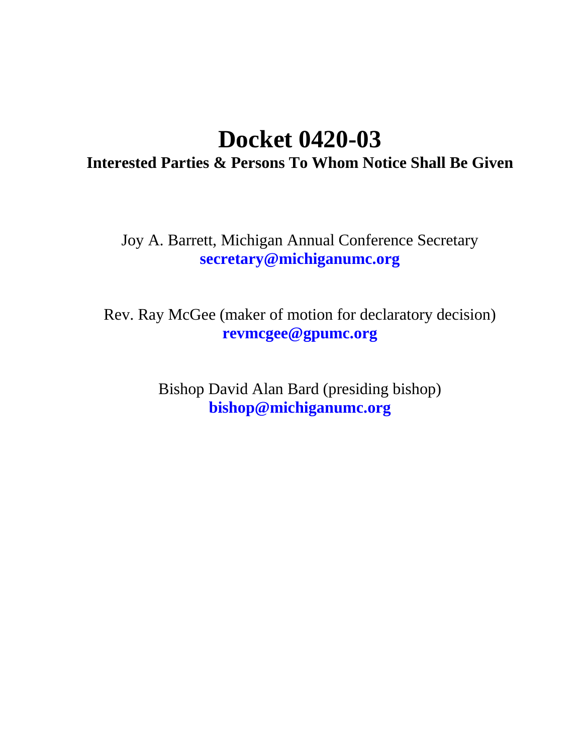# Docket 0420-03

## Interested Parties & Persons To Whom Notice Shall Be Given

Joy A. Barrett, Michigan Annual Conference Secretary
**secretary@michiganumc.org**

Rev. Ray McGee (maker of motion for declaratory decision)
**revmcgee@gpumc.org**

Bishop David Alan Bard (presiding bishop)
**bishop@michiganumc.org**